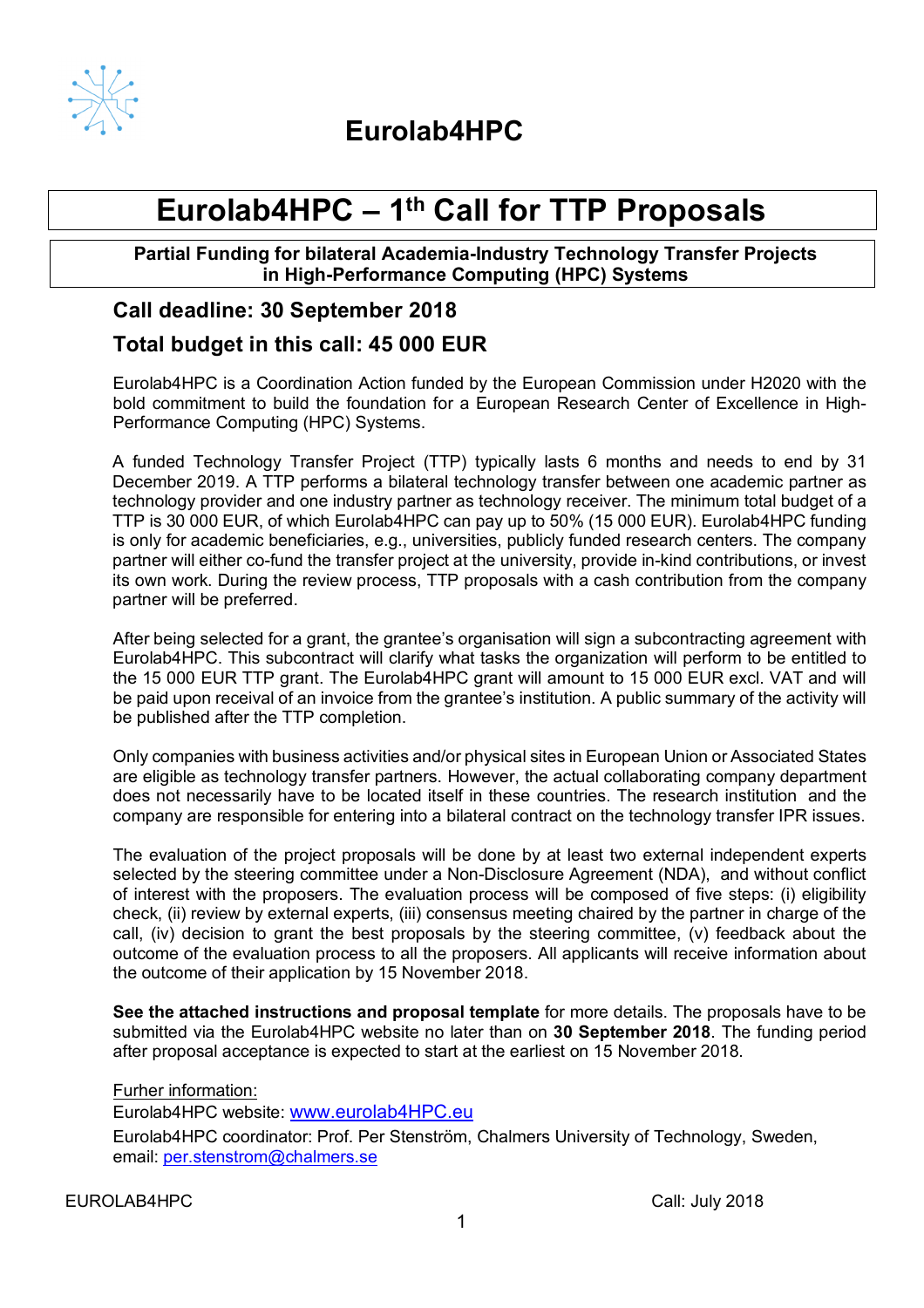# Eurolab4HPC

# Eurolab4HPC – 1th Call for TTP Proposals

**Partial Funding for bilateral Academia-Industry Technology Transfer Projects in High-Performance Computing (HPC) Systems**

## Call deadline: 30 September 2018

## Total budget in this call: 45 000 EUR

Eurolab4HPC is a Coordination Action funded by the European Commission under H2020 with the bold commitment to build the foundation for a European Research Center of Excellence in High-Performance Computing (HPC) Systems.

A funded Technology Transfer Project (TTP) typically lasts 6 months and needs to end by 31 December 2019. A TTP performs a bilateral technology transfer between one academic partner as technology provider and one industry partner as technology receiver. The minimum total budget of a TTP is 30 000 EUR, of which Eurolab4HPC can pay up to 50% (15 000 EUR). Eurolab4HPC funding is only for academic beneficiaries, e.g., universities, publicly funded research centers. The company partner will either co-fund the transfer project at the university, provide in-kind contributions, or invest its own work. During the review process, TTP proposals with a cash contribution from the company partner will be preferred.

After being selected for a grant, the grantee's organisation will sign a subcontracting agreement with Eurolab4HPC. This subcontract will clarify what tasks the organization will perform to be entitled to the 15 000 EUR TTP grant. The Eurolab4HPC grant will amount to 15 000 EUR excl. VAT and will be paid upon receival of an invoice from the grantee's institution. A public summary of the activity will be published after the TTP completion.

Only companies with business activities and/or physical sites in European Union or Associated States are eligible as technology transfer partners. However, the actual collaborating company department does not necessarily have to be located itself in these countries. The research institution and the company are responsible for entering into a bilateral contract on the technology transfer IPR issues.

The evaluation of the project proposals will be done by at least two external independent experts selected by the steering committee under a Non-Disclosure Agreement (NDA), and without conflict of interest with the proposers. The evaluation process will be composed of five steps: (i) eligibility check, (ii) review by external experts, (iii) consensus meeting chaired by the partner in charge of the call, (iv) decision to grant the best proposals by the steering committee, (v) feedback about the outcome of the evaluation process to all the proposers. All applicants will receive information about the outcome of their application by 15 November 2018.

**See the attached instructions and proposal template** for more details. The proposals have to be submitted via the Eurolab4HPC website no later than on **30 September 2018**. The funding period after proposal acceptance is expected to start at the earliest on 15 November 2018.

Furher information:

Eurolab4HPC website: www.eurolab4HPC.eu

Eurolab4HPC coordinator: Prof. Per Stenström, Chalmers University of Technology, Sweden, email: per.stenstrom@chalmers.se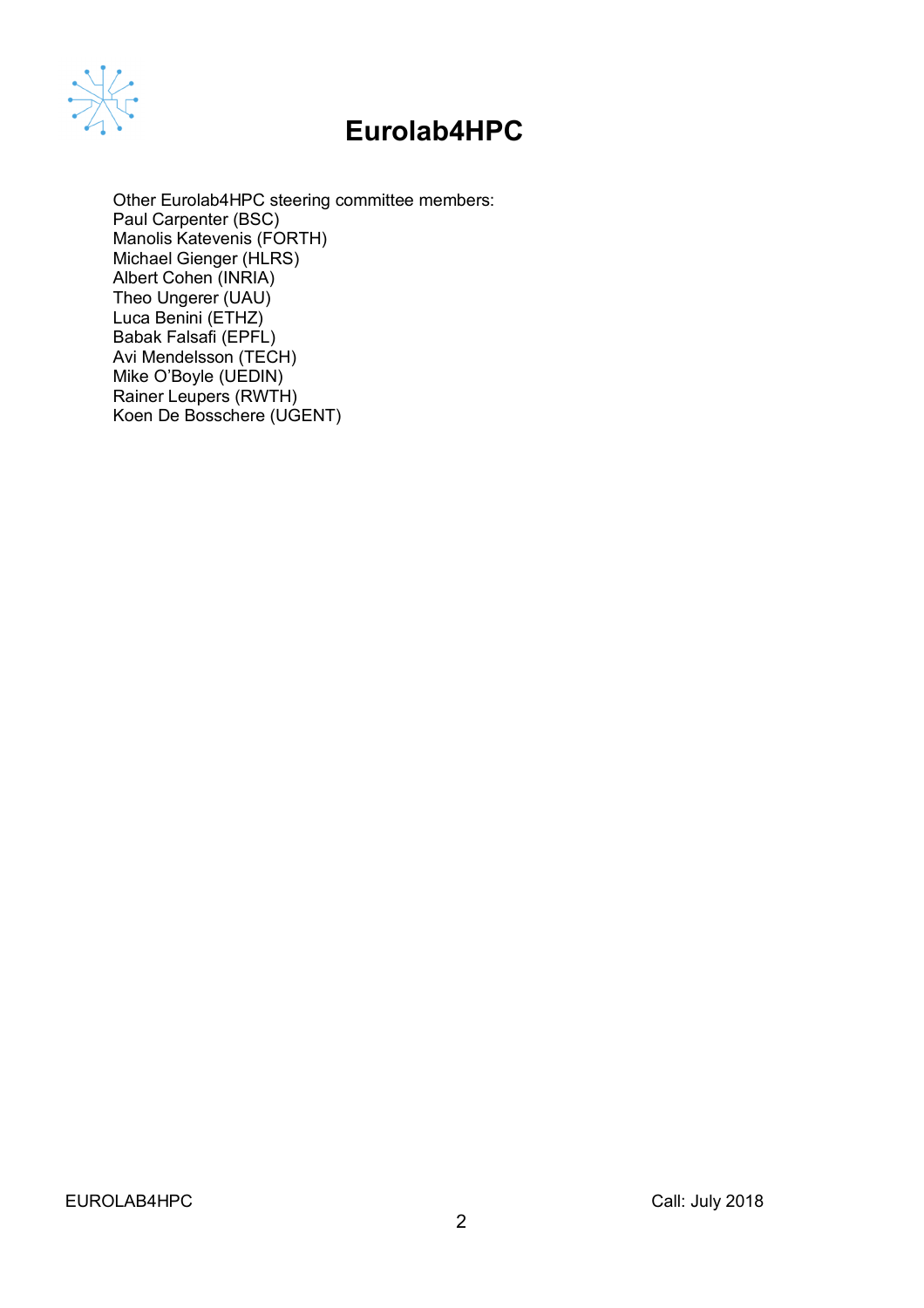# Eurolab4HPC

Other Eurolab4HPC steering committee members:
Paul Carpenter (BSC)
Manolis Katevenis (FORTH)
Michael Gienger (HLRS)
Albert Cohen (INRIA)
Theo Ungerer (UAU)
Luca Benini (ETHZ)
Babak Falsafi (EPFL)
Avi Mendelsson (TECH)
Mike O'Boyle (UEDIN)
Rainer Leupers (RWTH)
Koen De Bosschere (UGENT)